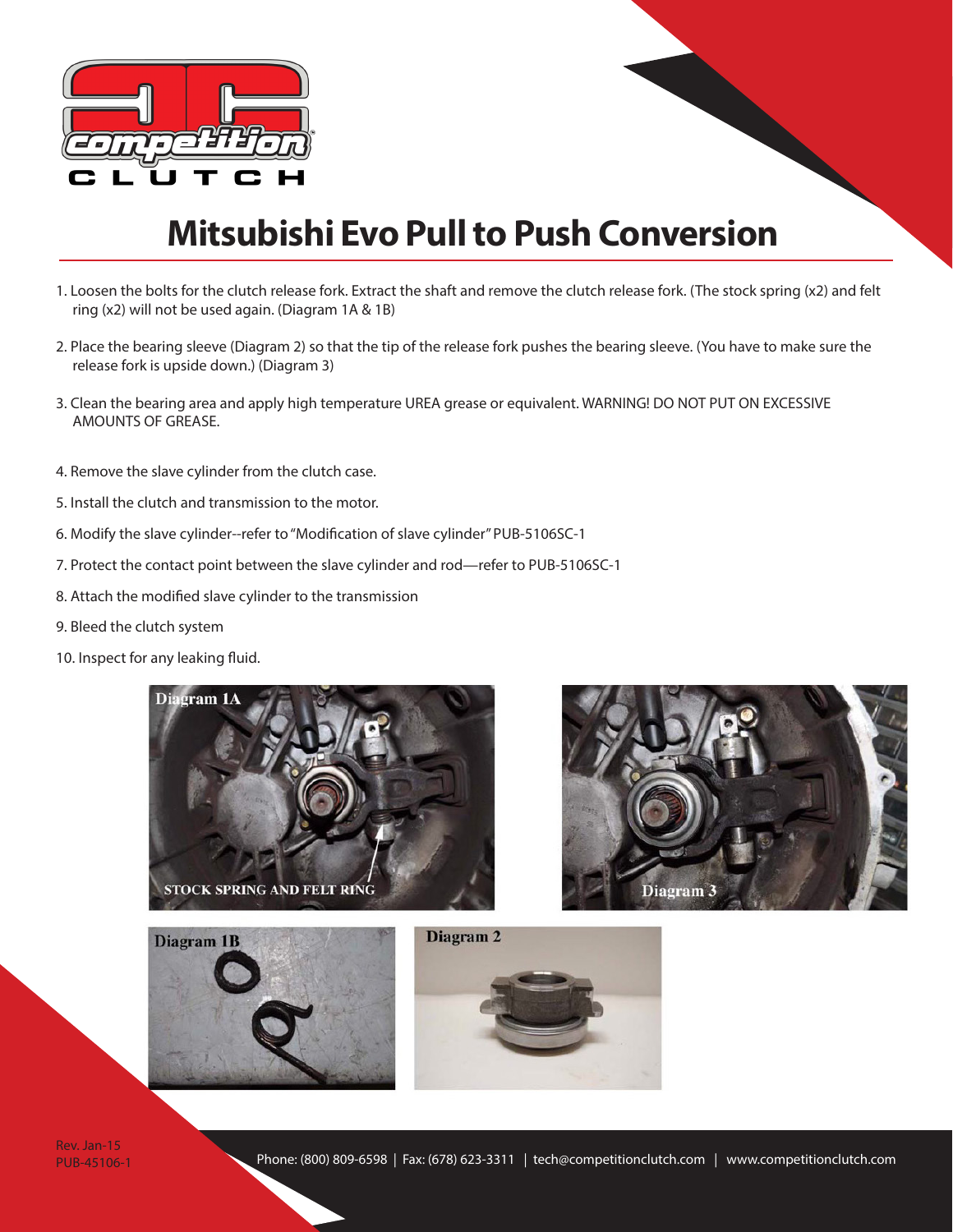# Mitsubishi Evo Pull to Push Conversion

1. Loosen the bolts for the clutch release fork. Extract the shaft and remove the clutch release fork. (The stock spring (x2) and felt ring (x2) will not be used again. (Diagram 1A & 1B)
2. Place the bearing sleeve (Diagram 2) so that the tip of the release fork pushes the bearing sleeve. (You have to make sure the release fork is upside down.) (Diagram 3)
3. Clean the bearing area and apply high temperature UREA grease or equivalent. WARNING! DO NOT PUT ON EXCESSIVE AMOUNTS OF GREASE.
4. Remove the slave cylinder from the clutch case.
5. Install the clutch and transmission to the motor.
6. Modify the slave cylinder--refer to "Modification of slave cylinder" PUB-5106SC-1
7. Protect the contact point between the slave cylinder and rod—refer to PUB-5106SC-1
8. Attach the modified slave cylinder to the transmission
9. Bleed the clutch system
10. Inspect for any leaking fluid.

Diagram 1A

STOCK SPRING AND FELT RING

Diagram 3

Diagram 1B

Diagram 2

Rev. Jan-15
PUB-45106-1

Phone: (800) 809-6598 | Fax: (678) 623-3311 | tech@competitionclutch.com | www.competitionclutch.com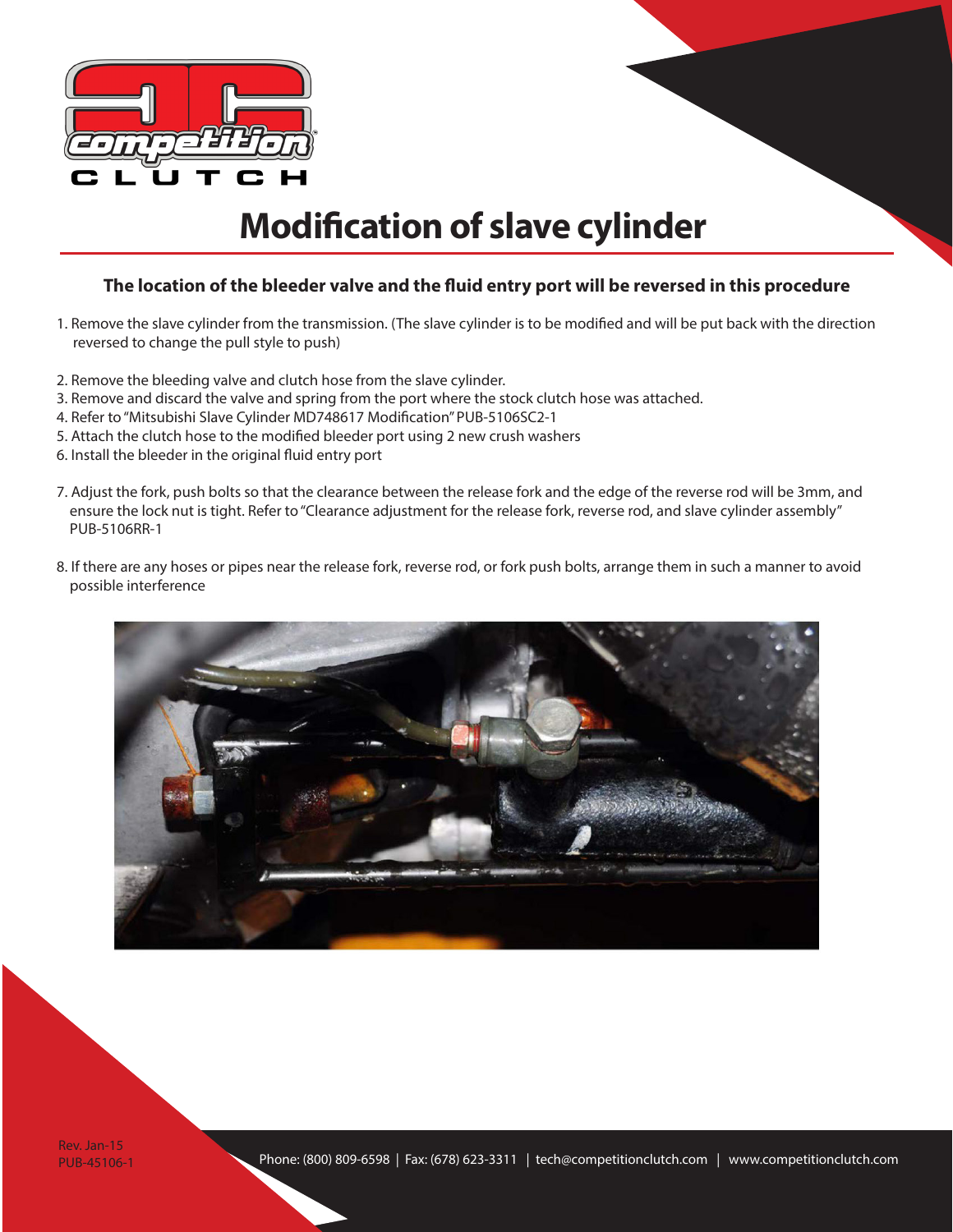# Modification of slave cylinder

**The location of the bleeder valve and the fluid entry port will be reversed in this procedure**

1. Remove the slave cylinder from the transmission. (The slave cylinder is to be modified and will be put back with the direction reversed to change the pull style to push)
2. Remove the bleeding valve and clutch hose from the slave cylinder.
3. Remove and discard the valve and spring from the port where the stock clutch hose was attached.
4. Refer to "Mitsubishi Slave Cylinder MD748617 Modification" PUB-5106SC2-1
5. Attach the clutch hose to the modified bleeder port using 2 new crush washers
6. Install the bleeder in the original fluid entry port
7. Adjust the fork, push bolts so that the clearance between the release fork and the edge of the reverse rod will be 3mm, and ensure the lock nut is tight. Refer to "Clearance adjustment for the release fork, reverse rod, and slave cylinder assembly" PUB-5106RR-1
8. If there are any hoses or pipes near the release fork, reverse rod, or fork push bolts, arrange them in such a manner to avoid possible interference

Rev. Jan-15
PUB-45106-1

Phone: (800) 809-6598 | Fax: (678) 623-3311 | tech@competitionclutch.com | www.competitionclutch.com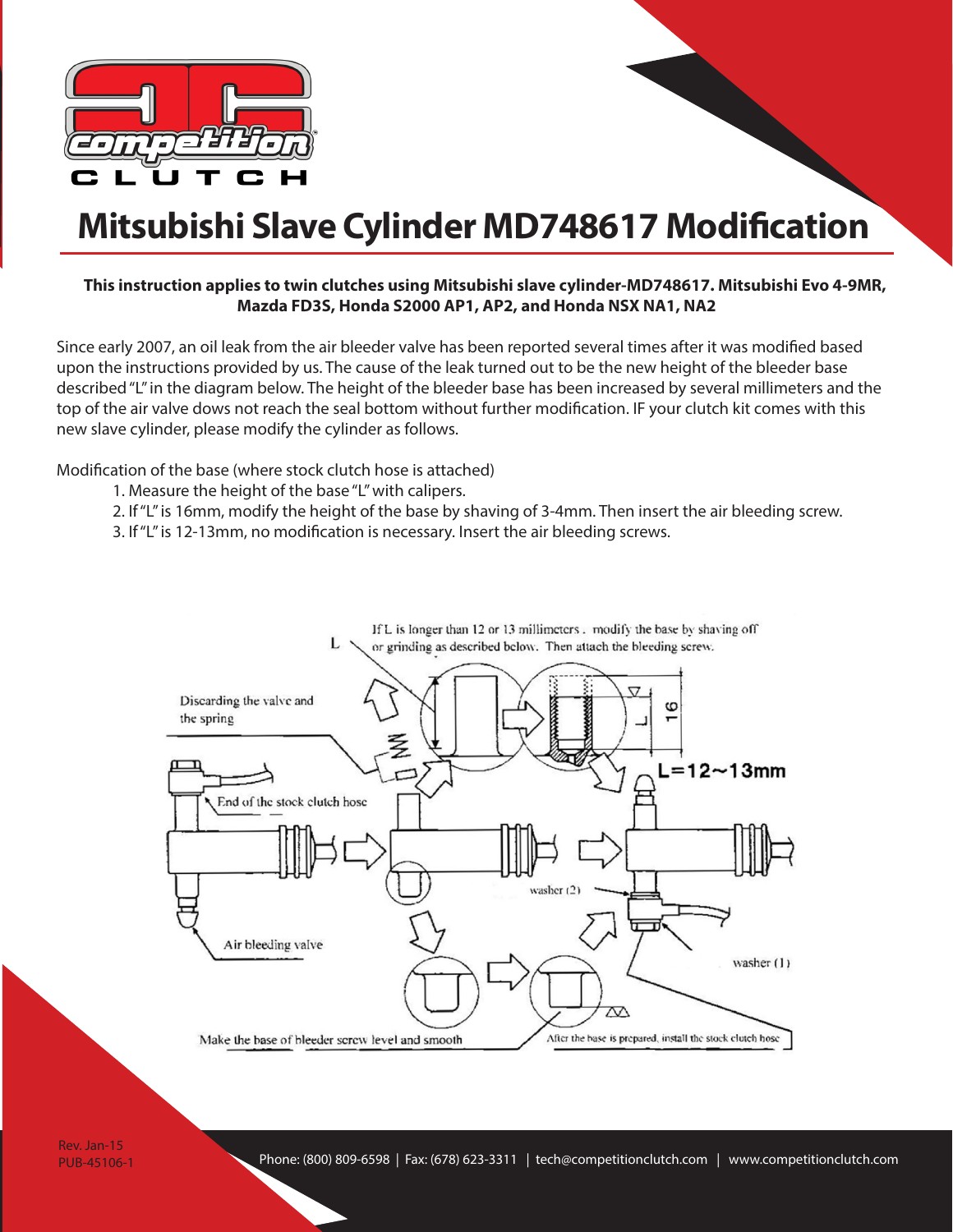# Mitsubishi Slave Cylinder MD748617 Modification

**This instruction applies to twin clutches using Mitsubishi slave cylinder-MD748617. Mitsubishi Evo 4-9MR, Mazda FD3S, Honda S2000 AP1, AP2, and Honda NSX NA1, NA2**

Since early 2007, an oil leak from the air bleeder valve has been reported several times after it was modified based upon the instructions provided by us. The cause of the leak turned out to be the new height of the bleeder base described "L" in the diagram below. The height of the bleeder base has been increased by several millimeters and the top of the air valve dows not reach the seal bottom without further modification. IF your clutch kit comes with this new slave cylinder, please modify the cylinder as follows.

Modification of the base (where stock clutch hose is attached)

1. Measure the height of the base "L" with calipers.
2. If "L" is 16mm, modify the height of the base by shaving of 3-4mm. Then insert the air bleeding screw.
3. If "L" is 12-13mm, no modification is necessary. Insert the air bleeding screws.

If L is longer than 12 or 13 millimeters . modify the base by shaving off or grinding as described below. Then attach the bleeding screw.

L

Discarding the valve and the spring

16

L

L=12~13mm

End of the stock clutch hose

washer (2)

Air bleeding valve

washer (1)

Make the base of bleeder screw level and smooth

After the base is prepared, install the stock clutch hose

Rev. Jan-15
PUB-45106-1

Phone: (800) 809-6598 | Fax: (678) 623-3311 | tech@competitionclutch.com | www.competitionclutch.com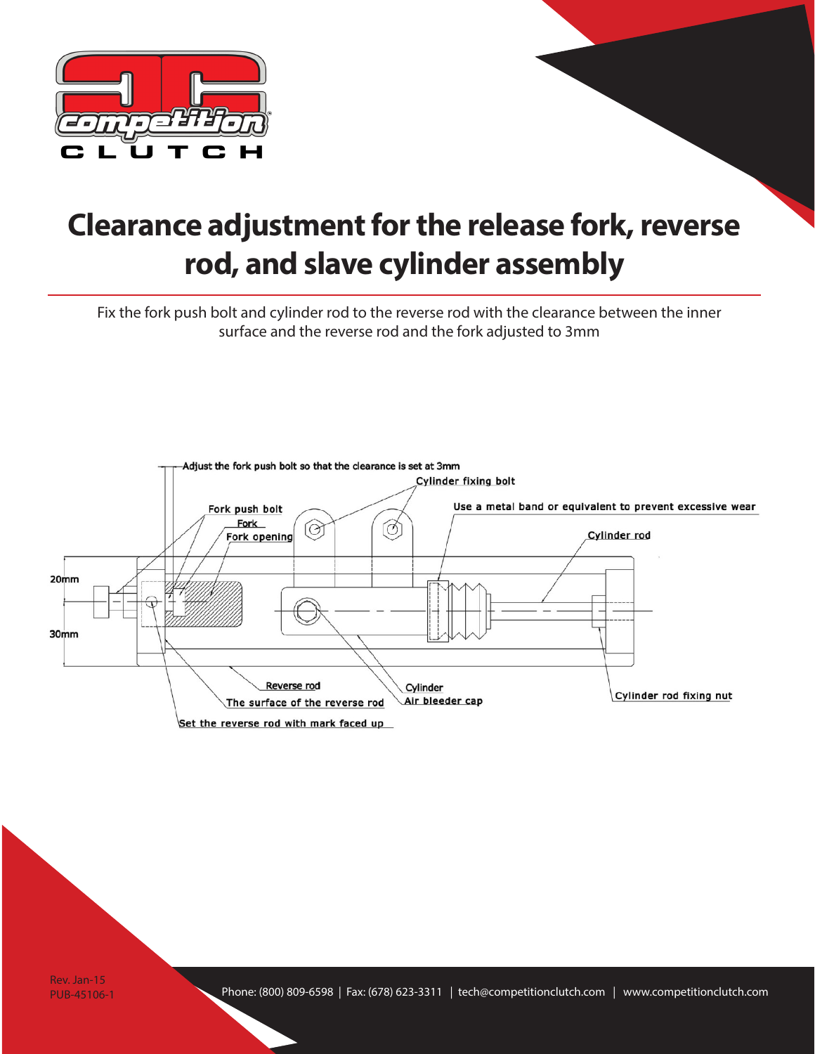# Clearance adjustment for the release fork, reverse rod, and slave cylinder assembly

Fix the fork push bolt and cylinder rod to the reverse rod with the clearance between the inner surface and the reverse rod and the fork adjusted to 3mm

Adjust the fork push bolt so that the clearance is set at 3mm

Cylinder fixing bolt

Fork push bolt

Fork

Fork opening

Use a metal band or equivalent to prevent excessive wear

Cylinder rod

20mm

30mm

Reverse rod

The surface of the reverse rod

Set the reverse rod with mark faced up

Cylinder

Air bleeder cap

Cylinder rod fixing nut

Rev. Jan-15
PUB-45106-1

Phone: (800) 809-6598 | Fax: (678) 623-3311 | tech@competitionclutch.com | www.competitionclutch.com